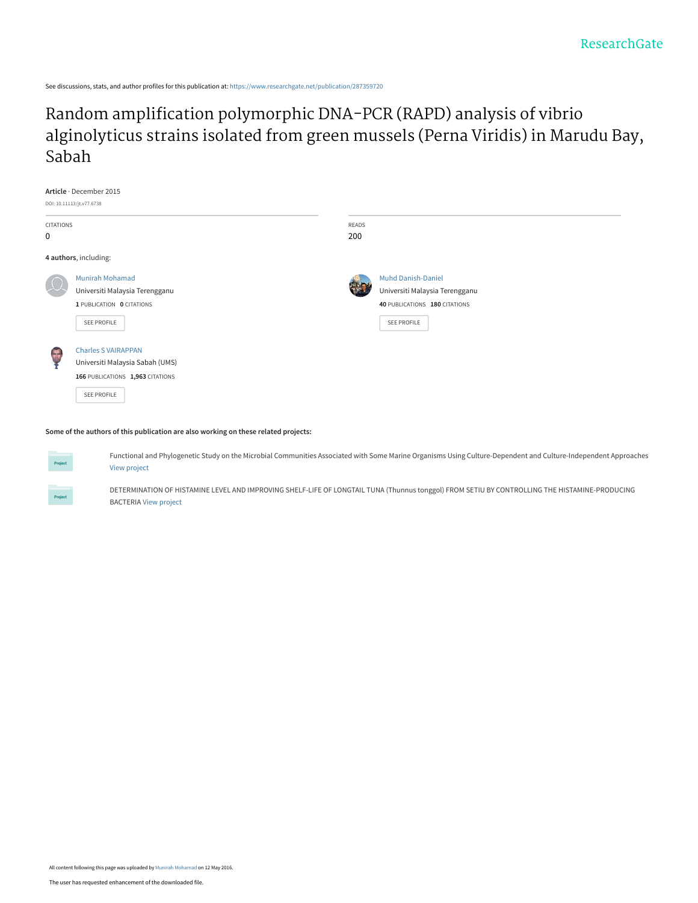ResearchGate

See discussions, stats, and author profiles for this publication at: https://www.researchgate.net/publication/287359720

# Random amplification polymorphic DNA-PCR (RAPD) analysis of vibrio alginolyticus strains isolated from green mussels (Perna Viridis) in Marudu Bay, Sabah

**Article** · December 2015

DOI: 10.11113/jt.v77.6738

CITATIONS
0

READS
200

**4 authors**, including:

Munirah Mohamad
Universiti Malaysia Terengganu
**1** PUBLICATION **0** CITATIONS
SEE PROFILE

Muhd Danish-Daniel
Universiti Malaysia Terengganu
**40** PUBLICATIONS **180** CITATIONS
SEE PROFILE

Charles S VAIRAPPAN
Universiti Malaysia Sabah (UMS)
**166** PUBLICATIONS **1,963** CITATIONS
SEE PROFILE

**Some of the authors of this publication are also working on these related projects:**

Project: Functional and Phylogenetic Study on the Microbial Communities Associated with Some Marine Organisms Using Culture-Dependent and Culture-Independent Approaches View project

Project: DETERMINATION OF HISTAMINE LEVEL AND IMPROVING SHELF-LIFE OF LONGTAIL TUNA (Thunnus tonggol) FROM SETIU BY CONTROLLING THE HISTAMINE-PRODUCING BACTERIA View project

All content following this page was uploaded by Munirah Mohamad on 12 May 2016.

The user has requested enhancement of the downloaded file.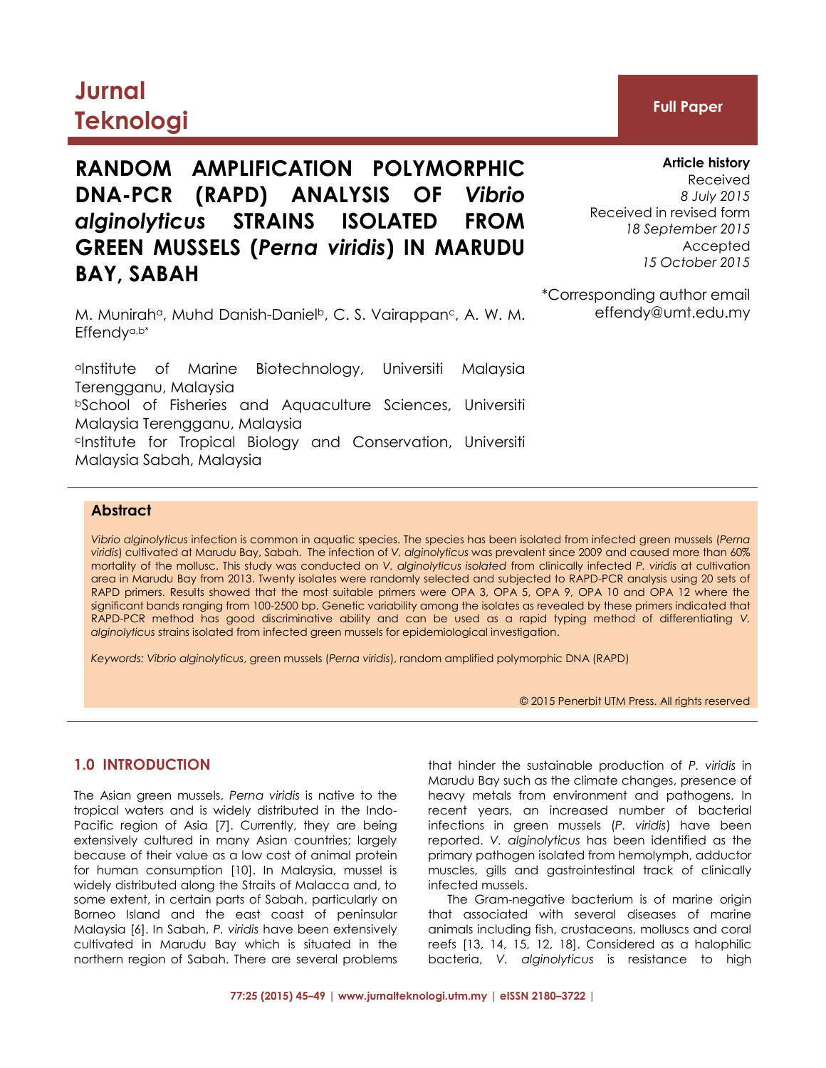# Jurnal Teknologi

**Full Paper**

# RANDOM AMPLIFICATION POLYMORPHIC DNA-PCR (RAPD) ANALYSIS OF *Vibrio alginolyticus* STRAINS ISOLATED FROM GREEN MUSSELS (*Perna viridis*) IN MARUDU BAY, SABAH

M. Munirah[a], Muhd Danish-Daniel[b], C. S. Vairappan[c], A. W. M. Effendy[a,b*]

[a]Institute of Marine Biotechnology, Universiti Malaysia Terengganu, Malaysia
[b]School of Fisheries and Aquaculture Sciences, Universiti Malaysia Terengganu, Malaysia
[c]Institute for Tropical Biology and Conservation, Universiti Malaysia Sabah, Malaysia

**Article history**
Received
*8 July 2015*
Received in revised form
*18 September 2015*
Accepted
*15 October 2015*

*Corresponding author email
effendy@umt.edu.my

## Abstract

*Vibrio alginolyticus* infection is common in aquatic species. The species has been isolated from infected green mussels (*Perna viridis*) cultivated at Marudu Bay, Sabah. The infection of *V. alginolyticus* was prevalent since 2009 and caused more than 60% mortality of the mollusc. This study was conducted on *V. alginolyticus isolated* from clinically infected *P. viridis* at cultivation area in Marudu Bay from 2013. Twenty isolates were randomly selected and subjected to RAPD-PCR analysis using 20 sets of RAPD primers. Results showed that the most suitable primers were OPA 3, OPA 5, OPA 9, OPA 10 and OPA 12 where the significant bands ranging from 100-2500 bp. Genetic variability among the isolates as revealed by these primers indicated that RAPD-PCR method has good discriminative ability and can be used as a rapid typing method of differentiating *V. alginolyticus* strains isolated from infected green mussels for epidemiological investigation.

*Keywords: Vibrio alginolyticus*, green mussels (*Perna viridis*), random amplified polymorphic DNA (RAPD)

© 2015 Penerbit UTM Press. All rights reserved

## 1.0 INTRODUCTION

The Asian green mussels, *Perna viridis* is native to the tropical waters and is widely distributed in the Indo-Pacific region of Asia [7]. Currently, they are being extensively cultured in many Asian countries; largely because of their value as a low cost of animal protein for human consumption [10]. In Malaysia, mussel is widely distributed along the Straits of Malacca and, to some extent, in certain parts of Sabah, particularly on Borneo Island and the east coast of peninsular Malaysia [6]. In Sabah, *P. viridis* have been extensively cultivated in Marudu Bay which is situated in the northern region of Sabah. There are several problems that hinder the sustainable production of *P. viridis* in Marudu Bay such as the climate changes, presence of heavy metals from environment and pathogens. In recent years, an increased number of bacterial infections in green mussels (*P. viridis*) have been reported. *V. alginolyticus* has been identified as the primary pathogen isolated from hemolymph, adductor muscles, gills and gastrointestinal track of clinically infected mussels.

The Gram-negative bacterium is of marine origin that associated with several diseases of marine animals including fish, crustaceans, molluscs and coral reefs [13, 14, 15, 12, 18]. Considered as a halophilic bacteria, *V. alginolyticus* is resistance to high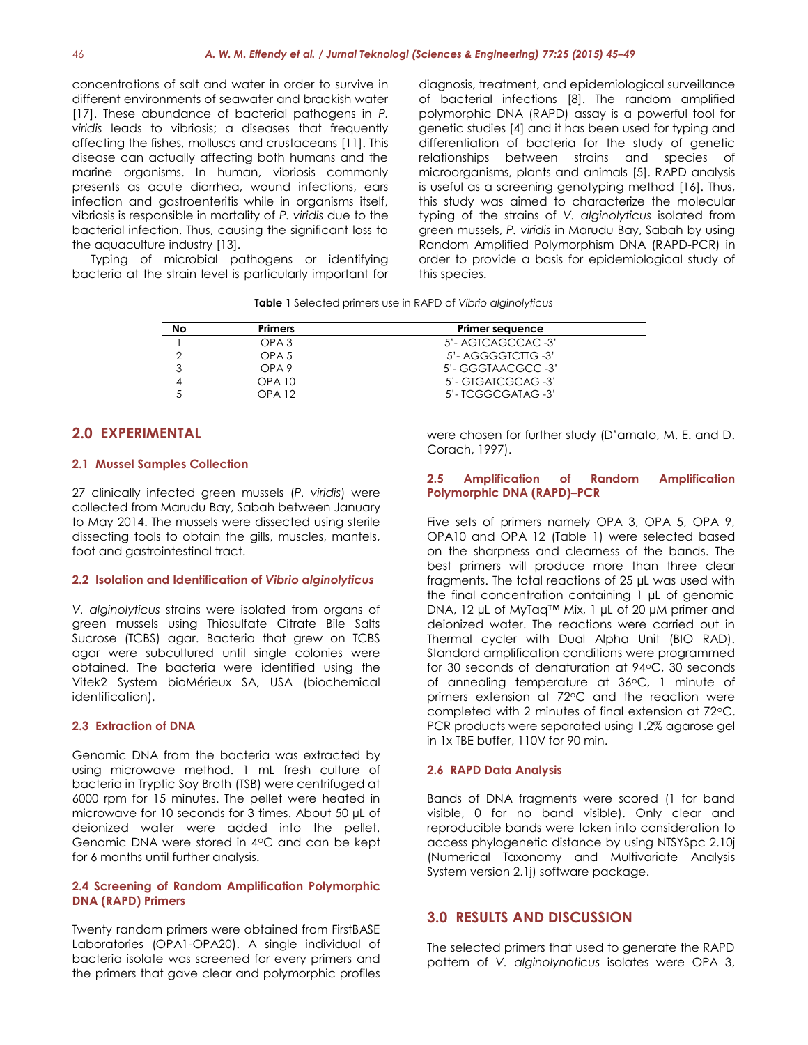concentrations of salt and water in order to survive in different environments of seawater and brackish water [17]. These abundance of bacterial pathogens in *P. viridis* leads to vibriosis; a diseases that frequently affecting the fishes, molluscs and crustaceans [11]. This disease can actually affecting both humans and the marine organisms. In human, vibriosis commonly presents as acute diarrhea, wound infections, ears infection and gastroenteritis while in organisms itself, vibriosis is responsible in mortality of *P. viridis* due to the bacterial infection. Thus, causing the significant loss to the aquaculture industry [13].

Typing of microbial pathogens or identifying bacteria at the strain level is particularly important for diagnosis, treatment, and epidemiological surveillance of bacterial infections [8]. The random amplified polymorphic DNA (RAPD) assay is a powerful tool for genetic studies [4] and it has been used for typing and differentiation of bacteria for the study of genetic relationships between strains and species of microorganisms, plants and animals [5]. RAPD analysis is useful as a screening genotyping method [16]. Thus, this study was aimed to characterize the molecular typing of the strains of *V. alginolyticus* isolated from green mussels, *P. viridis* in Marudu Bay, Sabah by using Random Amplified Polymorphism DNA (RAPD-PCR) in order to provide a basis for epidemiological study of this species.

**Table 1** Selected primers use in RAPD of *Vibrio alginolyticus*

| No | Primers | Primer sequence |
|---|---|---|
| 1 | OPA 3 | 5'- AGTCAGCCAC -3' |
| 2 | OPA 5 | 5'- AGGGGTCTTG -3' |
| 3 | OPA 9 | 5'- GGGTAACGCC -3' |
| 4 | OPA 10 | 5'- GTGATCGCAG -3' |
| 5 | OPA 12 | 5'- TCGGCGATAG -3' |

## 2.0 EXPERIMENTAL

### 2.1 Mussel Samples Collection

27 clinically infected green mussels (*P. viridis*) were collected from Marudu Bay, Sabah between January to May 2014. The mussels were dissected using sterile dissecting tools to obtain the gills, muscles, mantels, foot and gastrointestinal tract.

### 2.2 Isolation and Identification of *Vibrio alginolyticus*

*V. alginolyticus* strains were isolated from organs of green mussels using Thiosulfate Citrate Bile Salts Sucrose (TCBS) agar. Bacteria that grew on TCBS agar were subcultured until single colonies were obtained. The bacteria were identified using the Vitek2 System bioMérieux SA, USA (biochemical identification).

### 2.3 Extraction of DNA

Genomic DNA from the bacteria was extracted by using microwave method. 1 mL fresh culture of bacteria in Tryptic Soy Broth (TSB) were centrifuged at 6000 rpm for 15 minutes. The pellet were heated in microwave for 10 seconds for 3 times. About 50 µL of deionized water were added into the pellet. Genomic DNA were stored in 4°C and can be kept for 6 months until further analysis.

### 2.4 Screening of Random Amplification Polymorphic DNA (RAPD) Primers

Twenty random primers were obtained from FirstBASE Laboratories (OPA1-OPA20). A single individual of bacteria isolate was screened for every primers and the primers that gave clear and polymorphic profiles were chosen for further study (D'amato, M. E. and D. Corach, 1997).

### 2.5 Amplification of Random Amplification Polymorphic DNA (RAPD)–PCR

Five sets of primers namely OPA 3, OPA 5, OPA 9, OPA10 and OPA 12 (Table 1) were selected based on the sharpness and clearness of the bands. The best primers will produce more than three clear fragments. The total reactions of 25 µL was used with the final concentration containing 1 µL of genomic DNA, 12 µL of MyTaq™ Mix, 1 µL of 20 µM primer and deionized water. The reactions were carried out in Thermal cycler with Dual Alpha Unit (BIO RAD). Standard amplification conditions were programmed for 30 seconds of denaturation at 94°C, 30 seconds of annealing temperature at 36°C, 1 minute of primers extension at 72°C and the reaction were completed with 2 minutes of final extension at 72°C. PCR products were separated using 1.2% agarose gel in 1x TBE buffer, 110V for 90 min.

### 2.6 RAPD Data Analysis

Bands of DNA fragments were scored (1 for band visible, 0 for no band visible). Only clear and reproducible bands were taken into consideration to access phylogenetic distance by using NTSYSpc 2.10j (Numerical Taxonomy and Multivariate Analysis System version 2.1j) software package.

## 3.0 RESULTS AND DISCUSSION

The selected primers that used to generate the RAPD pattern of *V. alginolynoticus* isolates were OPA 3,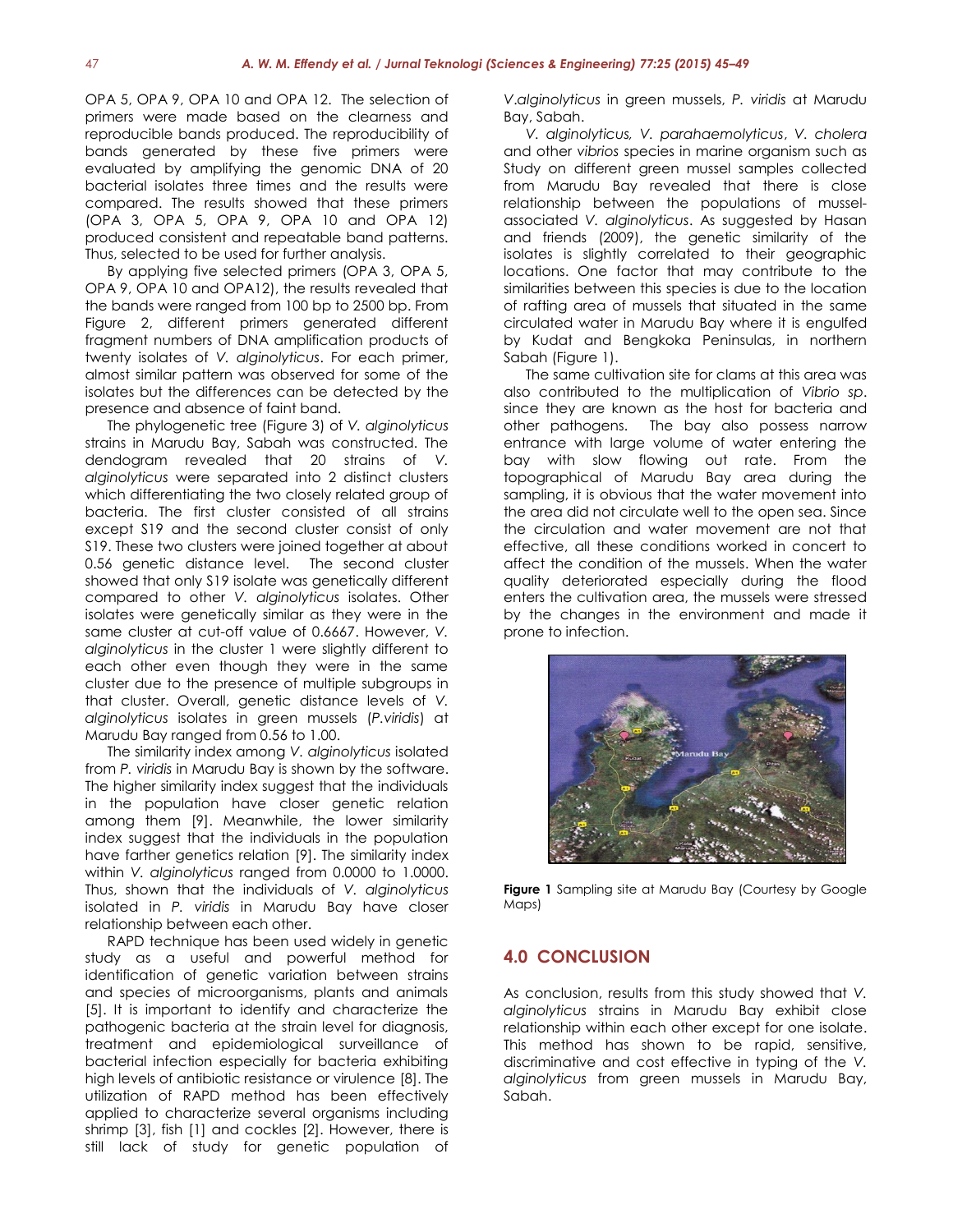OPA 5, OPA 9, OPA 10 and OPA 12. The selection of primers were made based on the clearness and reproducible bands produced. The reproducibility of bands generated by these five primers were evaluated by amplifying the genomic DNA of 20 bacterial isolates three times and the results were compared. The results showed that these primers (OPA 3, OPA 5, OPA 9, OPA 10 and OPA 12) produced consistent and repeatable band patterns. Thus, selected to be used for further analysis.

By applying five selected primers (OPA 3, OPA 5, OPA 9, OPA 10 and OPA12), the results revealed that the bands were ranged from 100 bp to 2500 bp. From Figure 2, different primers generated different fragment numbers of DNA amplification products of twenty isolates of *V. alginolyticus*. For each primer, almost similar pattern was observed for some of the isolates but the differences can be detected by the presence and absence of faint band.

The phylogenetic tree (Figure 3) of *V. alginolyticus* strains in Marudu Bay, Sabah was constructed. The dendogram revealed that 20 strains of *V. alginolyticus* were separated into 2 distinct clusters which differentiating the two closely related group of bacteria. The first cluster consisted of all strains except S19 and the second cluster consist of only S19. These two clusters were joined together at about 0.56 genetic distance level. The second cluster showed that only S19 isolate was genetically different compared to other *V. alginolyticus* isolates. Other isolates were genetically similar as they were in the same cluster at cut-off value of 0.6667. However, *V. alginolyticus* in the cluster 1 were slightly different to each other even though they were in the same cluster due to the presence of multiple subgroups in that cluster. Overall, genetic distance levels of *V. alginolyticus* isolates in green mussels (*P.viridis*) at Marudu Bay ranged from 0.56 to 1.00.

The similarity index among *V. alginolyticus* isolated from *P. viridis* in Marudu Bay is shown by the software. The higher similarity index suggest that the individuals in the population have closer genetic relation among them [9]. Meanwhile, the lower similarity index suggest that the individuals in the population have farther genetics relation [9]. The similarity index within *V. alginolyticus* ranged from 0.0000 to 1.0000. Thus, shown that the individuals of *V. alginolyticus* isolated in *P. viridis* in Marudu Bay have closer relationship between each other.

RAPD technique has been used widely in genetic study as a useful and powerful method for identification of genetic variation between strains and species of microorganisms, plants and animals [5]. It is important to identify and characterize the pathogenic bacteria at the strain level for diagnosis, treatment and epidemiological surveillance of bacterial infection especially for bacteria exhibiting high levels of antibiotic resistance or virulence [8]. The utilization of RAPD method has been effectively applied to characterize several organisms including shrimp [3], fish [1] and cockles [2]. However, there is still lack of study for genetic population of *V.alginolyticus* in green mussels, *P. viridis* at Marudu Bay, Sabah.

*V. alginolyticus, V. parahaemolyticus*, *V. cholera* and other *vibrios* species in marine organism such as Study on different green mussel samples collected from Marudu Bay revealed that there is close relationship between the populations of mussel-associated *V. alginolyticus*. As suggested by Hasan and friends (2009), the genetic similarity of the isolates is slightly correlated to their geographic locations. One factor that may contribute to the similarities between this species is due to the location of rafting area of mussels that situated in the same circulated water in Marudu Bay where it is engulfed by Kudat and Bengkoka Peninsulas, in northern Sabah (Figure 1).

The same cultivation site for clams at this area was also contributed to the multiplication of *Vibrio sp*. since they are known as the host for bacteria and other pathogens. The bay also possess narrow entrance with large volume of water entering the bay with slow flowing out rate. From the topographical of Marudu Bay area during the sampling, it is obvious that the water movement into the area did not circulate well to the open sea. Since the circulation and water movement are not that effective, all these conditions worked in concert to affect the condition of the mussels. When the water quality deteriorated especially during the flood enters the cultivation area, the mussels were stressed by the changes in the environment and made it prone to infection.

**Figure 1** Sampling site at Marudu Bay (Courtesy by Google Maps)

## 4.0 CONCLUSION

As conclusion, results from this study showed that *V. alginolyticus* strains in Marudu Bay exhibit close relationship within each other except for one isolate. This method has shown to be rapid, sensitive, discriminative and cost effective in typing of the *V. alginolyticus* from green mussels in Marudu Bay, Sabah.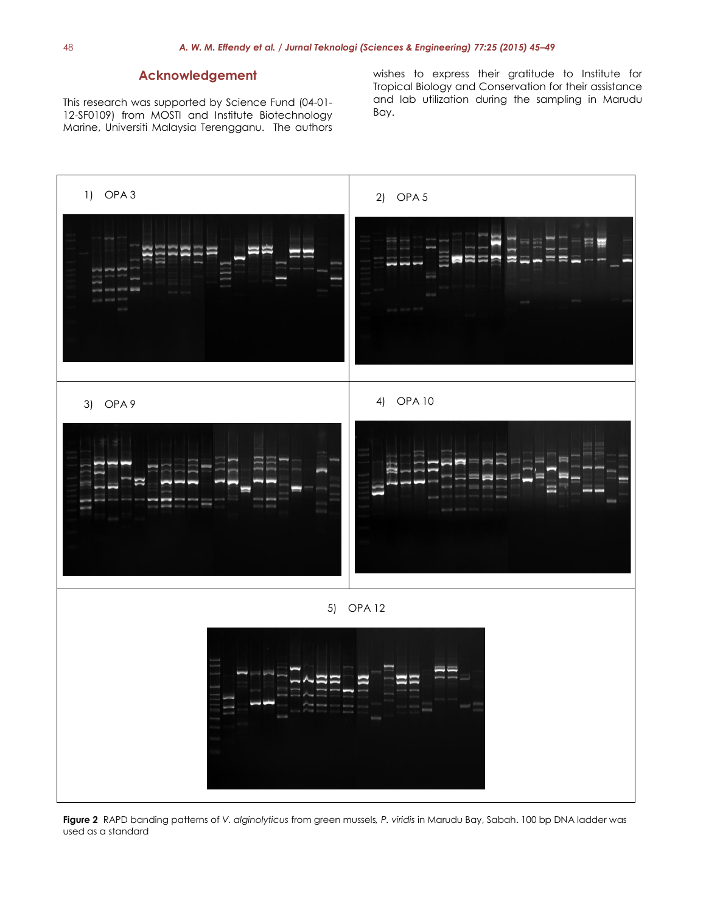## Acknowledgement

This research was supported by Science Fund (04-01-12-SF0109) from MOSTI and Institute Biotechnology Marine, Universiti Malaysia Terengganu. The authors wishes to express their gratitude to Institute for Tropical Biology and Conservation for their assistance and lab utilization during the sampling in Marudu Bay.

1) OPA 3

2) OPA 5

3) OPA 9

4) OPA 10

5) OPA 12

**Figure 2** RAPD banding patterns of *V. alginolyticus* from green mussels, *P. viridis* in Marudu Bay, Sabah. 100 bp DNA ladder was used as a standard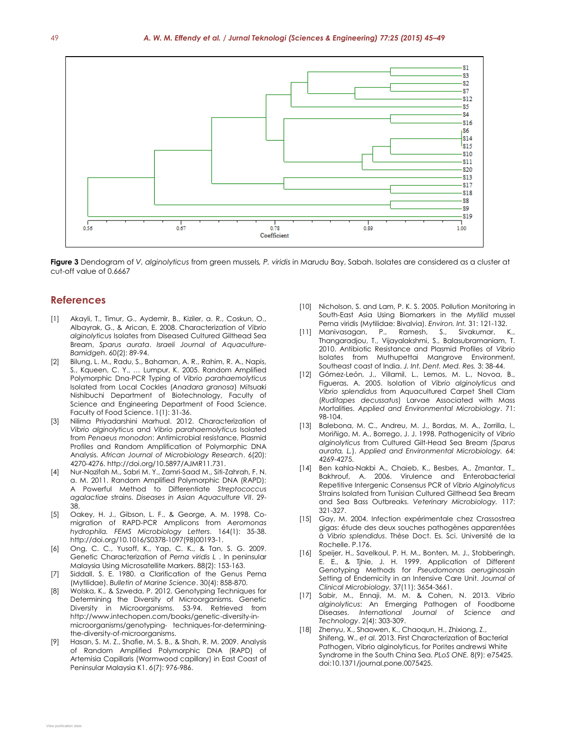S1
S3
S2
S7
S12
S5
S4
S16
S6
S14
S15
S10
S11
S20
S13
S17
S18
S8
S9
S19

0.56
0.67
0.78
0.89
1.00
Coefficient

**Figure 3** Dendogram of *V. alginolyticus* from green mussels, *P. viridis* in Marudu Bay, Sabah. Isolates are considered as a cluster at cut-off value of 0.6667

## References

[1] Akayli, T., Timur, G., Aydemir, B., Kiziler, a. R., Coskun, O., Albayrak, G., & Arican, E. 2008. Characterization of *Vibrio alginolyticus* Isolates from Diseased Cultured Gilthead Sea Bream, *Sparus aurata*. *Israeli Journal of Aquaculture-Bamidgeh*. 60(2): 89-94.

[2] Bilung, L. M., Radu, S., Bahaman, A. R., Rahim, R. A., Napis, S., Kqueen, C. Y., … Lumpur, K. 2005. Random Amplified Polymorphic Dna-PCR Typing of *Vibrio parahaemolyticus* Isolated from Local Cockles (*Anadara granosa*) Mitsuaki Nishibuchi Department of Biotechnology, Faculty of Science and Engineering Department of Food Science, Faculty of Food Science. 1(1): 31-36.

[3] Nilima Priyadarshini Marhual. 2012. Characterization of *Vibrio alginolyticus* and *Vibrio parahaemolyticus* Isolated from *Penaeus monodon*: Antimicrobial resistance, Plasmid Profiles and Random Amplification of Polymorphic DNA Analysis. *African Journal of Microbiology Research*. 6(20): 4270-4276. http://doi.org/10.5897/AJMR11.731.

[4] Nur-Nazifah M., Sabri M. Y., Zamri-Saad M., Siti-Zahrah, F. N. a. M. 2011. Random Amplified Polymorphic DNA (RAPD): A Powerful Method to Differentiate *Streptococcus agalactiae* strains. *Diseases in Asian Aquaculture VII*. 29-38.

[5] Oakey, H. J., Gibson, L. F., & George, A. M. 1998. Co-migration of RAPD-PCR Amplicons from *Aeromonas hydrophila*. *FEMS Microbiology Letters*. 164(1): 35-38. http://doi.org/10.1016/S0378-1097(98)00193-1.

[6] Ong, C. C., Yusoff, K., Yap, C. K., & Tan, S. G. 2009. Genetic Characterization of *Perna viridis L* . In peninsular Malaysia Using Microsatellite Markers. 88(2): 153-163.

[7] Siddall, S. E. 1980. a Clarification of the Genus Perna (Mytilidae). *Bulletin of Marine Science*. 30(4): 858-870.

[8] Wolska, K., & Szweda, P. 2012. Genotyping Techniques for Determining the Diversity of Microorganisms. Genetic Diversity in Microorganisms. 53-94. Retrieved from http://www.intechopen.com/books/genetic-diversity-in-microorganisms/genotyping- techniques-for-determining-the-diversity-of-microorganisms.

[9] Hasan, S. M. Z., Shafie, M. S. B., & Shah, R. M. 2009. Analysis of Random Amplified Polymorphic DNA (RAPD) of Artemisia Capillaris (Wormwood capillary) in East Coast of Peninsular Malaysia K1. 6(7): 976-986.

[10] Nicholson, S. and Lam, P. K. S. 2005. Pollution Monitoring in South-East Asia Using Biomarkers in the *Mytilid* mussel Perna viridis (Mytilidae: Bivalvia). *Environ. Int.* 31: 121-132.

[11] Manivasagan, P., Ramesh, S., Sivakumar, K., Thangaradjou, T., Vijayalakshmi, S., Balasubramaniam, T. 2010. Antibiotic Resistance and Plasmid Profiles of *Vibrio* Isolates from Muthupettai Mangrove Environment, Southeast coast of India. *J. Int. Dent. Med. Res.* 3: 38-44.

[12] Gómez-León, J., Villamil, L., Lemos, M. L., Novoa, B., Figueras, A. 2005. Isolation of *Vibrio alginolyticus* and *Vibrio splendidus* from Aquacultured Carpet Shell Clam (*Ruditapes decussatus*) Larvae Associated with Mass Mortalities. *Applied and Environmental Microbiology*. 71: 98-104.

[13] Balebona, M. C., Andreu, M. J., Bordas, M. A., Zorrilla, I., Moriñigo, M. A., Borrego, J. J. 1998. Pathogenicity of *Vibrio alginolyticus* from Cultured Gilt-Head Sea Bream *(Sparus aurata, L.*). *Applied and Environmental Microbiology.* 64: 4269-4275.

[14] Ben kahla-Nakbi A., Chaieb, K., Besbes, A., Zmantar, T., Bakhrouf, A. 2006. Virulence and Enterobacterial Repetitive Intergenic Consensus PCR of *Vibrio Alginolyticus* Strains Isolated from Tunisian Cultured Gilthead Sea Bream and Sea Bass Outbreaks. *Veterinary Microbiology.* 117: 321-327.

[15] Gay, M. 2004. Infection expérimentale chez Crassostrea gigas: étude des deux souches pathogènes apparentées à *Vibrio splendidus*. Thèse Doct. Es. Sci. Université de la Rochelle. P.176.

[16] Speijer, H., Savelkoul, P. H. M., Bonten, M. J., Stobberingh, E. E., & Tjhie, J. H. 1999. Application of Different Genotyping Methods for *Pseudomonas aeruginosain* Setting of Endemicity in an Intensive Care Unit. *Journal of Clinical Microbiology.* 37(11): 3654-3661.

[17] Sabir, M., Ennaji, M. M. & Cohen, N. 2013. *Vibrio alginolyticus*: An Emerging Pathogen of Foodborne Diseases. *International Journal of Science and Technology*. 2(4): 303-309.

[18] Zhenyu, X., Shaowen, K., Chaoqun, H., Zhixiong, Z., Shifeng, W., *et al.* 2013. First Characterization of Bacterial Pathogen, Vibrio alginolyticus, for Porites andrewsi White Syndrome in the South China Sea. *PLoS ONE.* 8(9): e75425. doi:10.1371/journal.pone.0075425.